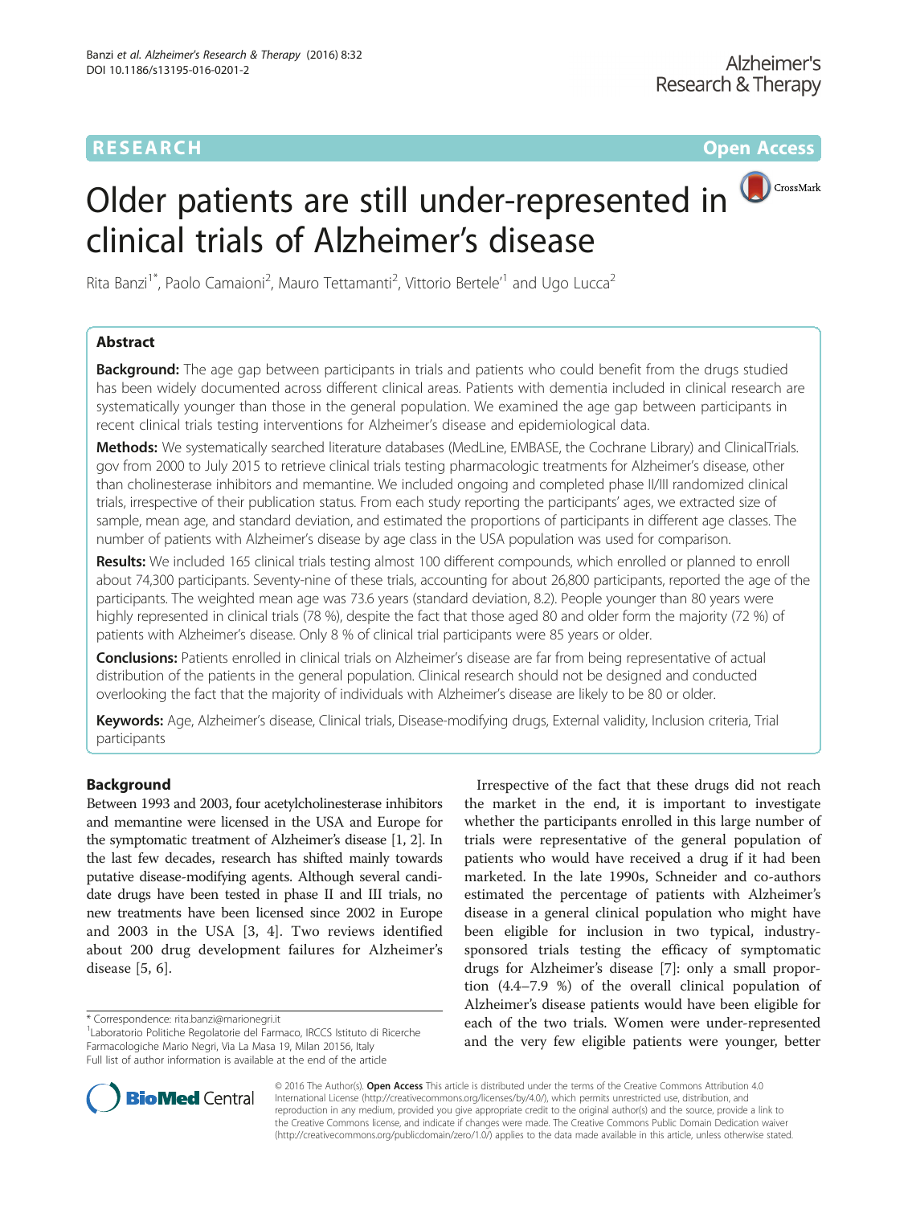RESEARCH

Open Access

# Older patients are still under-represented in clinical trials of Alzheimer's disease

Rita Banzi[1*], Paolo Camaioni[2], Mauro Tettamanti[2], Vittorio Bertele'[1] and Ugo Lucca[2]

## Abstract

**Background:** The age gap between participants in trials and patients who could benefit from the drugs studied has been widely documented across different clinical areas. Patients with dementia included in clinical research are systematically younger than those in the general population. We examined the age gap between participants in recent clinical trials testing interventions for Alzheimer's disease and epidemiological data.

**Methods:** We systematically searched literature databases (MedLine, EMBASE, the Cochrane Library) and ClinicalTrials.gov from 2000 to July 2015 to retrieve clinical trials testing pharmacologic treatments for Alzheimer's disease, other than cholinesterase inhibitors and memantine. We included ongoing and completed phase II/III randomized clinical trials, irrespective of their publication status. From each study reporting the participants' ages, we extracted size of sample, mean age, and standard deviation, and estimated the proportions of participants in different age classes. The number of patients with Alzheimer's disease by age class in the USA population was used for comparison.

**Results:** We included 165 clinical trials testing almost 100 different compounds, which enrolled or planned to enroll about 74,300 participants. Seventy-nine of these trials, accounting for about 26,800 participants, reported the age of the participants. The weighted mean age was 73.6 years (standard deviation, 8.2). People younger than 80 years were highly represented in clinical trials (78 %), despite the fact that those aged 80 and older form the majority (72 %) of patients with Alzheimer's disease. Only 8 % of clinical trial participants were 85 years or older.

**Conclusions:** Patients enrolled in clinical trials on Alzheimer's disease are far from being representative of actual distribution of the patients in the general population. Clinical research should not be designed and conducted overlooking the fact that the majority of individuals with Alzheimer's disease are likely to be 80 or older.

**Keywords:** Age, Alzheimer's disease, Clinical trials, Disease-modifying drugs, External validity, Inclusion criteria, Trial participants

## Background

Between 1993 and 2003, four acetylcholinesterase inhibitors and memantine were licensed in the USA and Europe for the symptomatic treatment of Alzheimer's disease [1, 2]. In the last few decades, research has shifted mainly towards putative disease-modifying agents. Although several candidate drugs have been tested in phase II and III trials, no new treatments have been licensed since 2002 in Europe and 2003 in the USA [3, 4]. Two reviews identified about 200 drug development failures for Alzheimer's disease [5, 6].

Irrespective of the fact that these drugs did not reach the market in the end, it is important to investigate whether the participants enrolled in this large number of trials were representative of the general population of patients who would have received a drug if it had been marketed. In the late 1990s, Schneider and co-authors estimated the percentage of patients with Alzheimer's disease in a general clinical population who might have been eligible for inclusion in two typical, industry-sponsored trials testing the efficacy of symptomatic drugs for Alzheimer's disease [7]: only a small proportion (4.4–7.9 %) of the overall clinical population of Alzheimer's disease patients would have been eligible for each of the two trials. Women were under-represented and the very few eligible patients were younger, better

\* Correspondence: rita.banzi@marionegri.it

[1]Laboratorio Politiche Regolatorie del Farmaco, IRCCS Istituto di Ricerche Farmacologiche Mario Negri, Via La Masa 19, Milan 20156, Italy

Full list of author information is available at the end of the article

© 2016 The Author(s). **Open Access** This article is distributed under the terms of the Creative Commons Attribution 4.0 International License (http://creativecommons.org/licenses/by/4.0/), which permits unrestricted use, distribution, and reproduction in any medium, provided you give appropriate credit to the original author(s) and the source, provide a link to the Creative Commons license, and indicate if changes were made. The Creative Commons Public Domain Dedication waiver (http://creativecommons.org/publicdomain/zero/1.0/) applies to the data made available in this article, unless otherwise stated.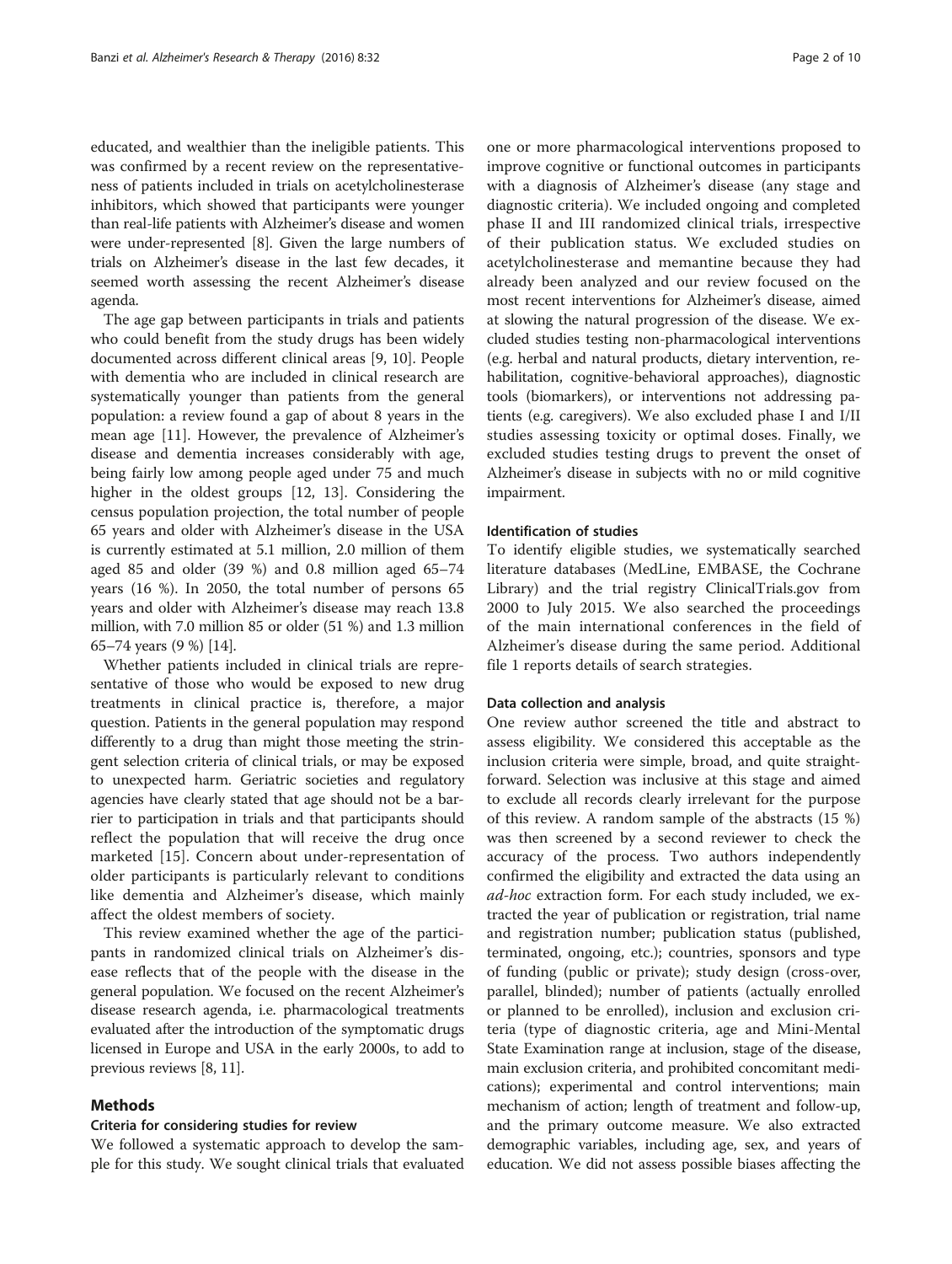educated, and wealthier than the ineligible patients. This was confirmed by a recent review on the representativeness of patients included in trials on acetylcholinesterase inhibitors, which showed that participants were younger than real-life patients with Alzheimer's disease and women were under-represented [8]. Given the large numbers of trials on Alzheimer's disease in the last few decades, it seemed worth assessing the recent Alzheimer's disease agenda.

The age gap between participants in trials and patients who could benefit from the study drugs has been widely documented across different clinical areas [9, 10]. People with dementia who are included in clinical research are systematically younger than patients from the general population: a review found a gap of about 8 years in the mean age [11]. However, the prevalence of Alzheimer's disease and dementia increases considerably with age, being fairly low among people aged under 75 and much higher in the oldest groups [12, 13]. Considering the census population projection, the total number of people 65 years and older with Alzheimer's disease in the USA is currently estimated at 5.1 million, 2.0 million of them aged 85 and older (39 %) and 0.8 million aged 65–74 years (16 %). In 2050, the total number of persons 65 years and older with Alzheimer's disease may reach 13.8 million, with 7.0 million 85 or older (51 %) and 1.3 million 65–74 years (9 %) [14].

Whether patients included in clinical trials are representative of those who would be exposed to new drug treatments in clinical practice is, therefore, a major question. Patients in the general population may respond differently to a drug than might those meeting the stringent selection criteria of clinical trials, or may be exposed to unexpected harm. Geriatric societies and regulatory agencies have clearly stated that age should not be a barrier to participation in trials and that participants should reflect the population that will receive the drug once marketed [15]. Concern about under-representation of older participants is particularly relevant to conditions like dementia and Alzheimer's disease, which mainly affect the oldest members of society.

This review examined whether the age of the participants in randomized clinical trials on Alzheimer's disease reflects that of the people with the disease in the general population. We focused on the recent Alzheimer's disease research agenda, i.e. pharmacological treatments evaluated after the introduction of the symptomatic drugs licensed in Europe and USA in the early 2000s, to add to previous reviews [8, 11].

## Methods

### Criteria for considering studies for review

We followed a systematic approach to develop the sample for this study. We sought clinical trials that evaluated one or more pharmacological interventions proposed to improve cognitive or functional outcomes in participants with a diagnosis of Alzheimer's disease (any stage and diagnostic criteria). We included ongoing and completed phase II and III randomized clinical trials, irrespective of their publication status. We excluded studies on acetylcholinesterase and memantine because they had already been analyzed and our review focused on the most recent interventions for Alzheimer's disease, aimed at slowing the natural progression of the disease. We excluded studies testing non-pharmacological interventions (e.g. herbal and natural products, dietary intervention, rehabilitation, cognitive-behavioral approaches), diagnostic tools (biomarkers), or interventions not addressing patients (e.g. caregivers). We also excluded phase I and I/II studies assessing toxicity or optimal doses. Finally, we excluded studies testing drugs to prevent the onset of Alzheimer's disease in subjects with no or mild cognitive impairment.

### Identification of studies

To identify eligible studies, we systematically searched literature databases (MedLine, EMBASE, the Cochrane Library) and the trial registry ClinicalTrials.gov from 2000 to July 2015. We also searched the proceedings of the main international conferences in the field of Alzheimer's disease during the same period. Additional file 1 reports details of search strategies.

### Data collection and analysis

One review author screened the title and abstract to assess eligibility. We considered this acceptable as the inclusion criteria were simple, broad, and quite straightforward. Selection was inclusive at this stage and aimed to exclude all records clearly irrelevant for the purpose of this review. A random sample of the abstracts (15 %) was then screened by a second reviewer to check the accuracy of the process. Two authors independently confirmed the eligibility and extracted the data using an *ad-hoc* extraction form. For each study included, we extracted the year of publication or registration, trial name and registration number; publication status (published, terminated, ongoing, etc.); countries, sponsors and type of funding (public or private); study design (cross-over, parallel, blinded); number of patients (actually enrolled or planned to be enrolled), inclusion and exclusion criteria (type of diagnostic criteria, age and Mini-Mental State Examination range at inclusion, stage of the disease, main exclusion criteria, and prohibited concomitant medications); experimental and control interventions; main mechanism of action; length of treatment and follow-up, and the primary outcome measure. We also extracted demographic variables, including age, sex, and years of education. We did not assess possible biases affecting the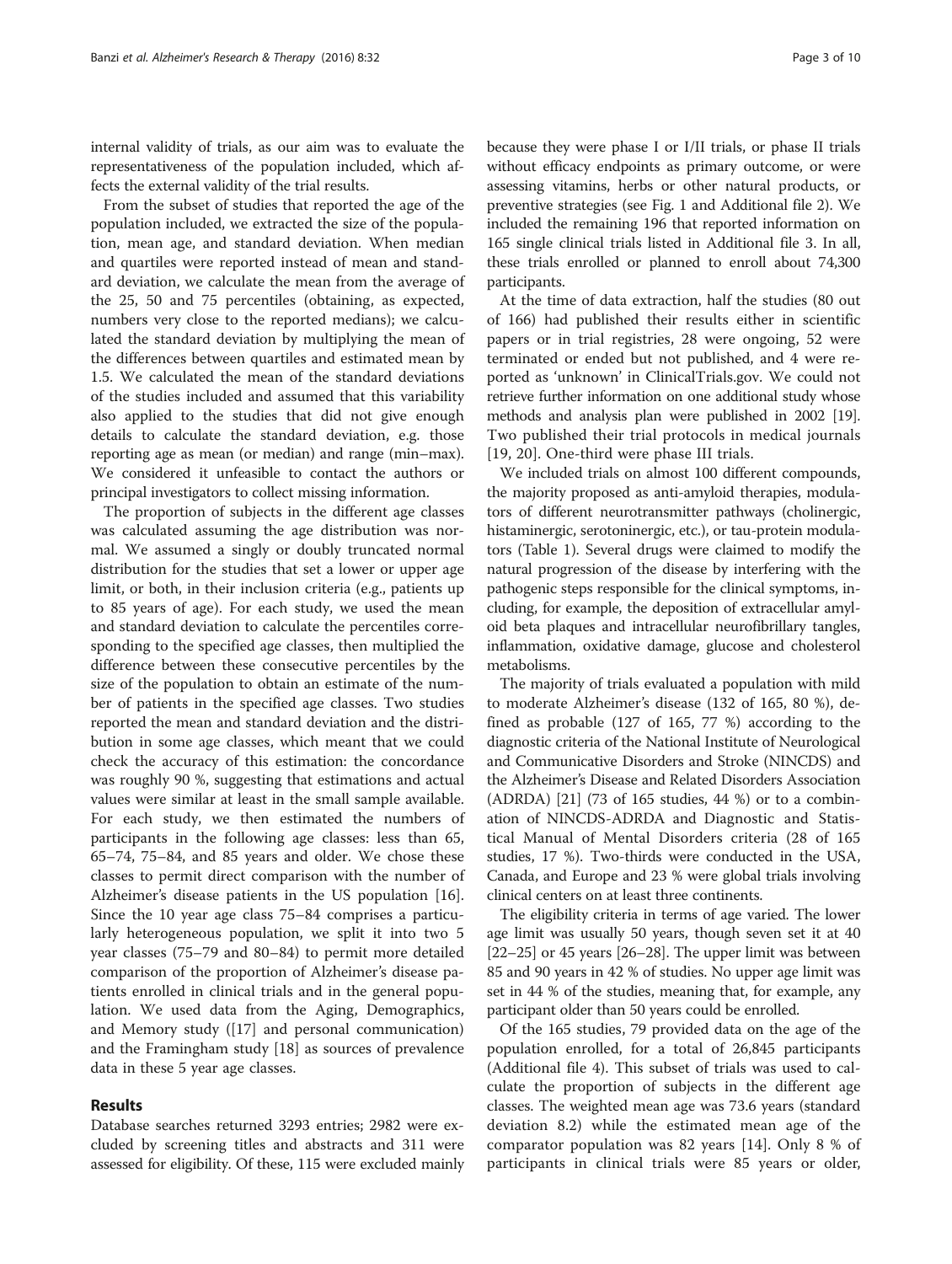internal validity of trials, as our aim was to evaluate the representativeness of the population included, which affects the external validity of the trial results.

From the subset of studies that reported the age of the population included, we extracted the size of the population, mean age, and standard deviation. When median and quartiles were reported instead of mean and standard deviation, we calculate the mean from the average of the 25, 50 and 75 percentiles (obtaining, as expected, numbers very close to the reported medians); we calculated the standard deviation by multiplying the mean of the differences between quartiles and estimated mean by 1.5. We calculated the mean of the standard deviations of the studies included and assumed that this variability also applied to the studies that did not give enough details to calculate the standard deviation, e.g. those reporting age as mean (or median) and range (min–max). We considered it unfeasible to contact the authors or principal investigators to collect missing information.

The proportion of subjects in the different age classes was calculated assuming the age distribution was normal. We assumed a singly or doubly truncated normal distribution for the studies that set a lower or upper age limit, or both, in their inclusion criteria (e.g., patients up to 85 years of age). For each study, we used the mean and standard deviation to calculate the percentiles corresponding to the specified age classes, then multiplied the difference between these consecutive percentiles by the size of the population to obtain an estimate of the number of patients in the specified age classes. Two studies reported the mean and standard deviation and the distribution in some age classes, which meant that we could check the accuracy of this estimation: the concordance was roughly 90 %, suggesting that estimations and actual values were similar at least in the small sample available. For each study, we then estimated the numbers of participants in the following age classes: less than 65, 65–74, 75–84, and 85 years and older. We chose these classes to permit direct comparison with the number of Alzheimer's disease patients in the US population [16]. Since the 10 year age class 75–84 comprises a particularly heterogeneous population, we split it into two 5 year classes (75–79 and 80–84) to permit more detailed comparison of the proportion of Alzheimer's disease patients enrolled in clinical trials and in the general population. We used data from the Aging, Demographics, and Memory study ([17] and personal communication) and the Framingham study [18] as sources of prevalence data in these 5 year age classes.

## Results

Database searches returned 3293 entries; 2982 were excluded by screening titles and abstracts and 311 were assessed for eligibility. Of these, 115 were excluded mainly because they were phase I or I/II trials, or phase II trials without efficacy endpoints as primary outcome, or were assessing vitamins, herbs or other natural products, or preventive strategies (see Fig. 1 and Additional file 2). We included the remaining 196 that reported information on 165 single clinical trials listed in Additional file 3. In all, these trials enrolled or planned to enroll about 74,300 participants.

At the time of data extraction, half the studies (80 out of 166) had published their results either in scientific papers or in trial registries, 28 were ongoing, 52 were terminated or ended but not published, and 4 were reported as 'unknown' in ClinicalTrials.gov. We could not retrieve further information on one additional study whose methods and analysis plan were published in 2002 [19]. Two published their trial protocols in medical journals [19, 20]. One-third were phase III trials.

We included trials on almost 100 different compounds, the majority proposed as anti-amyloid therapies, modulators of different neurotransmitter pathways (cholinergic, histaminergic, serotoninergic, etc.), or tau-protein modulators (Table 1). Several drugs were claimed to modify the natural progression of the disease by interfering with the pathogenic steps responsible for the clinical symptoms, including, for example, the deposition of extracellular amyloid beta plaques and intracellular neurofibrillary tangles, inflammation, oxidative damage, glucose and cholesterol metabolisms.

The majority of trials evaluated a population with mild to moderate Alzheimer's disease (132 of 165, 80 %), defined as probable (127 of 165, 77 %) according to the diagnostic criteria of the National Institute of Neurological and Communicative Disorders and Stroke (NINCDS) and the Alzheimer's Disease and Related Disorders Association (ADRDA) [21] (73 of 165 studies, 44 %) or to a combination of NINCDS-ADRDA and Diagnostic and Statistical Manual of Mental Disorders criteria (28 of 165 studies, 17 %). Two-thirds were conducted in the USA, Canada, and Europe and 23 % were global trials involving clinical centers on at least three continents.

The eligibility criteria in terms of age varied. The lower age limit was usually 50 years, though seven set it at 40 [22–25] or 45 years [26–28]. The upper limit was between 85 and 90 years in 42 % of studies. No upper age limit was set in 44 % of the studies, meaning that, for example, any participant older than 50 years could be enrolled.

Of the 165 studies, 79 provided data on the age of the population enrolled, for a total of 26,845 participants (Additional file 4). This subset of trials was used to calculate the proportion of subjects in the different age classes. The weighted mean age was 73.6 years (standard deviation 8.2) while the estimated mean age of the comparator population was 82 years [14]. Only 8 % of participants in clinical trials were 85 years or older,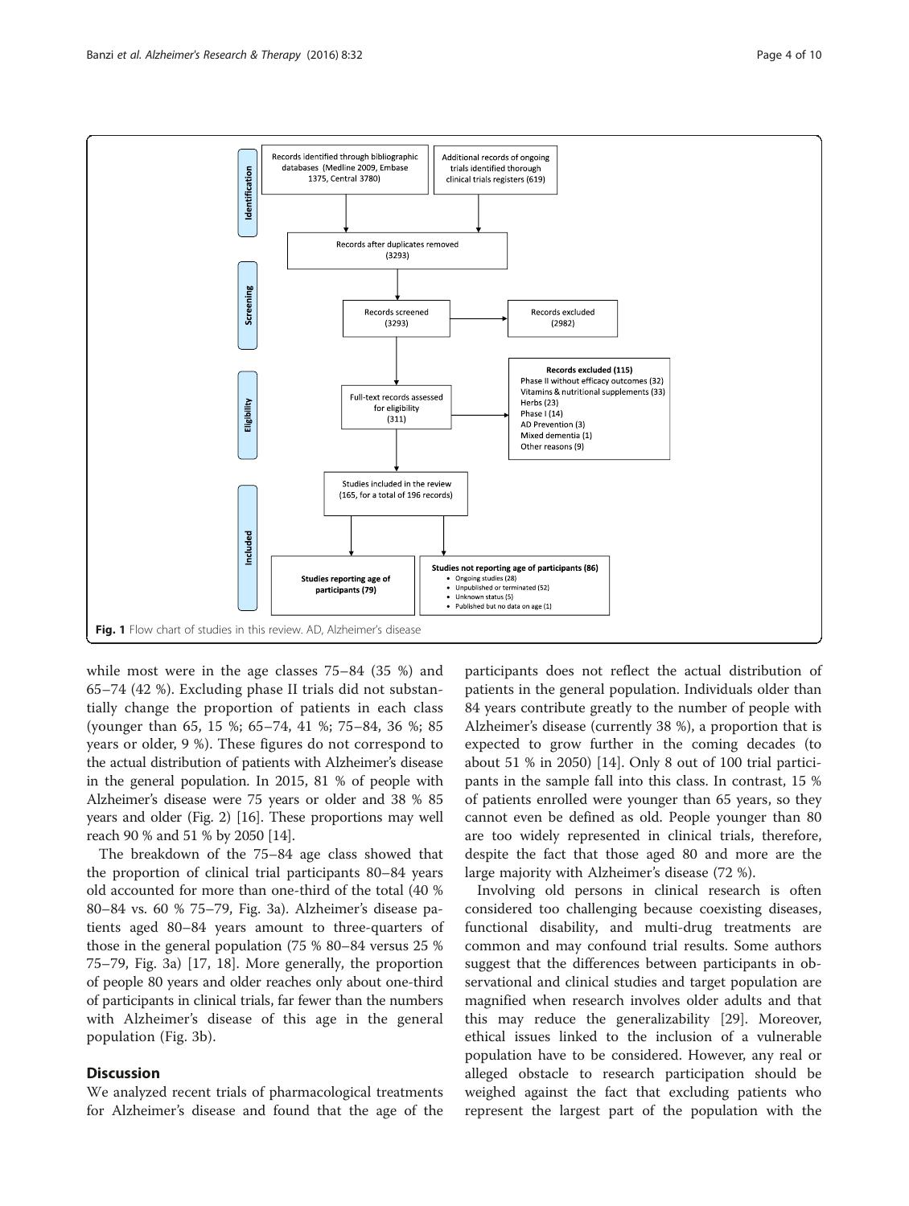**Identification**

Records identified through bibliographic databases (Medline 2009, Embase 1375, Central 3780)

Additional records of ongoing trials identified thorough clinical trials registers (619)

Records after duplicates removed (3293)

**Screening**

Records screened (3293)

Records excluded (2982)

**Eligibility**

Full-text records assessed for eligibility (311)

**Records excluded (115)**
Phase II without efficacy outcomes (32)
Vitamins & nutritional supplements (33)
Herbs (23)
Phase I (14)
AD Prevention (3)
Mixed dementia (1)
Other reasons (9)

**Included**

Studies included in the review (165, for a total of 196 records)

**Studies reporting age of participants (79)**

**Studies not reporting age of participants (86)**

- Ongoing studies (28)
- Unpublished or terminated (52)
- Unknown status (5)
- Published but no data on age (1)

**Fig. 1** Flow chart of studies in this review. AD, Alzheimer's disease

while most were in the age classes 75–84 (35 %) and 65–74 (42 %). Excluding phase II trials did not substantially change the proportion of patients in each class (younger than 65, 15 %; 65–74, 41 %; 75–84, 36 %; 85 years or older, 9 %). These figures do not correspond to the actual distribution of patients with Alzheimer's disease in the general population. In 2015, 81 % of people with Alzheimer's disease were 75 years or older and 38 % 85 years and older (Fig. 2) [16]. These proportions may well reach 90 % and 51 % by 2050 [14].

The breakdown of the 75–84 age class showed that the proportion of clinical trial participants 80–84 years old accounted for more than one-third of the total (40 % 80–84 vs. 60 % 75–79, Fig. 3a). Alzheimer's disease patients aged 80–84 years amount to three-quarters of those in the general population (75 % 80–84 versus 25 % 75–79, Fig. 3a) [17, 18]. More generally, the proportion of people 80 years and older reaches only about one-third of participants in clinical trials, far fewer than the numbers with Alzheimer's disease of this age in the general population (Fig. 3b).

## Discussion

We analyzed recent trials of pharmacological treatments for Alzheimer's disease and found that the age of the participants does not reflect the actual distribution of patients in the general population. Individuals older than 84 years contribute greatly to the number of people with Alzheimer's disease (currently 38 %), a proportion that is expected to grow further in the coming decades (to about 51 % in 2050) [14]. Only 8 out of 100 trial participants in the sample fall into this class. In contrast, 15 % of patients enrolled were younger than 65 years, so they cannot even be defined as old. People younger than 80 are too widely represented in clinical trials, therefore, despite the fact that those aged 80 and more are the large majority with Alzheimer's disease (72 %).

Involving old persons in clinical research is often considered too challenging because coexisting diseases, functional disability, and multi-drug treatments are common and may confound trial results. Some authors suggest that the differences between participants in observational and clinical studies and target population are magnified when research involves older adults and that this may reduce the generalizability [29]. Moreover, ethical issues linked to the inclusion of a vulnerable population have to be considered. However, any real or alleged obstacle to research participation should be weighed against the fact that excluding patients who represent the largest part of the population with the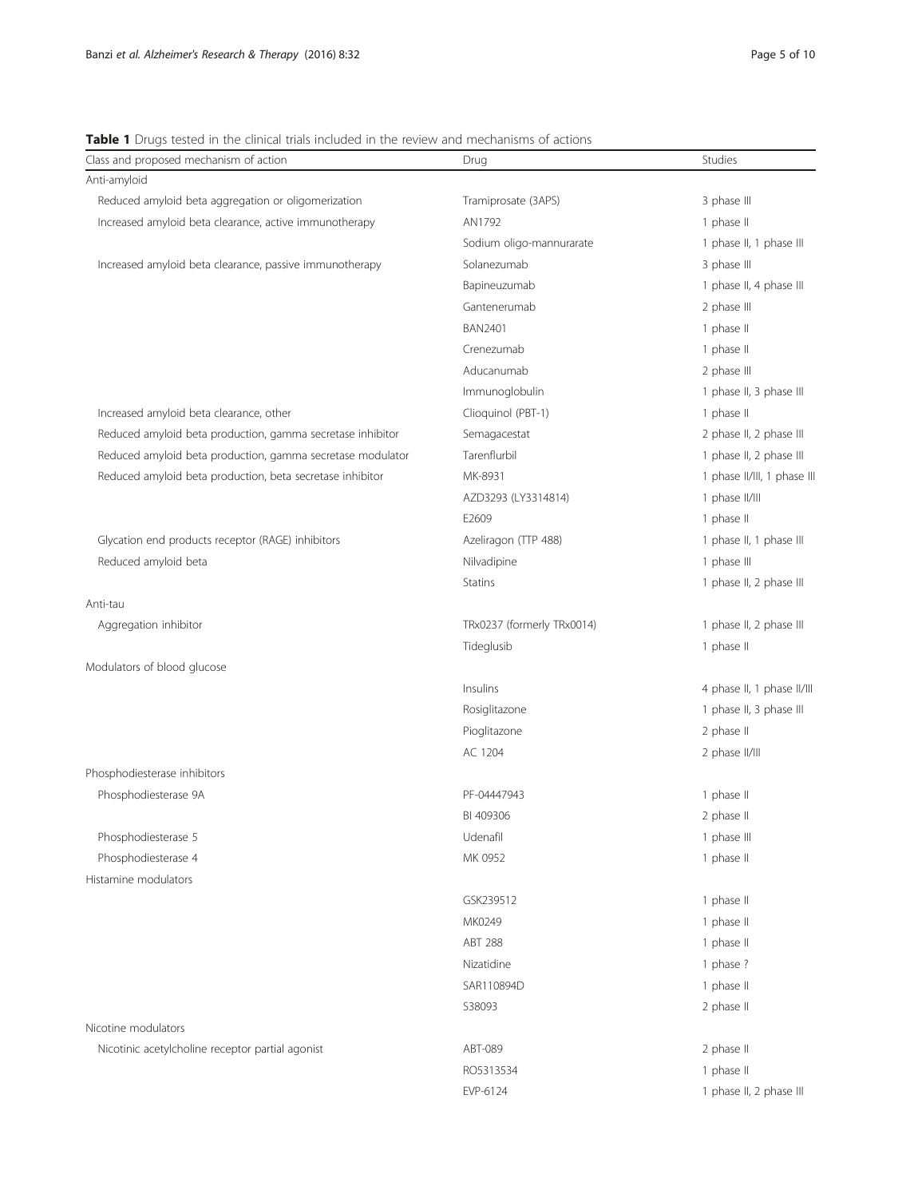**Table 1** Drugs tested in the clinical trials included in the review and mechanisms of actions

| Class and proposed mechanism of action | Drug | Studies |
| --- | --- | --- |
| Anti-amyloid | | |
| Reduced amyloid beta aggregation or oligomerization | Tramiprosate (3APS) | 3 phase III |
| Increased amyloid beta clearance, active immunotherapy | AN1792 | 1 phase II |
| | Sodium oligo-mannurarate | 1 phase II, 1 phase III |
| Increased amyloid beta clearance, passive immunotherapy | Solanezumab | 3 phase III |
| | Bapineuzumab | 1 phase II, 4 phase III |
| | Gantenerumab | 2 phase III |
| | BAN2401 | 1 phase II |
| | Crenezumab | 1 phase II |
| | Aducanumab | 2 phase III |
| | Immunoglobulin | 1 phase II, 3 phase III |
| Increased amyloid beta clearance, other | Clioquinol (PBT-1) | 1 phase II |
| Reduced amyloid beta production, gamma secretase inhibitor | Semagacestat | 2 phase II, 2 phase III |
| Reduced amyloid beta production, gamma secretase modulator | Tarenflurbil | 1 phase II, 2 phase III |
| Reduced amyloid beta production, beta secretase inhibitor | MK-8931 | 1 phase II/III, 1 phase III |
| | AZD3293 (LY3314814) | 1 phase II/III |
| | E2609 | 1 phase II |
| Glycation end products receptor (RAGE) inhibitors | Azeliragon (TTP 488) | 1 phase II, 1 phase III |
| Reduced amyloid beta | Nilvadipine | 1 phase III |
| | Statins | 1 phase II, 2 phase III |
| Anti-tau | | |
| Aggregation inhibitor | TRx0237 (formerly TRx0014) | 1 phase II, 2 phase III |
| | Tideglusib | 1 phase II |
| Modulators of blood glucose | | |
| | Insulins | 4 phase II, 1 phase II/III |
| | Rosiglitazone | 1 phase II, 3 phase III |
| | Pioglitazone | 2 phase II |
| | AC 1204 | 2 phase II/III |
| Phosphodiesterase inhibitors | | |
| Phosphodiesterase 9A | PF-04447943 | 1 phase II |
| | BI 409306 | 2 phase II |
| Phosphodiesterase 5 | Udenafil | 1 phase III |
| Phosphodiesterase 4 | MK 0952 | 1 phase II |
| Histamine modulators | | |
| | GSK239512 | 1 phase II |
| | MK0249 | 1 phase II |
| | ABT 288 | 1 phase II |
| | Nizatidine | 1 phase ? |
| | SAR110894D | 1 phase II |
| | S38093 | 2 phase II |
| Nicotine modulators | | |
| Nicotinic acetylcholine receptor partial agonist | ABT-089 | 2 phase II |
| | RO5313534 | 1 phase II |
| | EVP-6124 | 1 phase II, 2 phase III |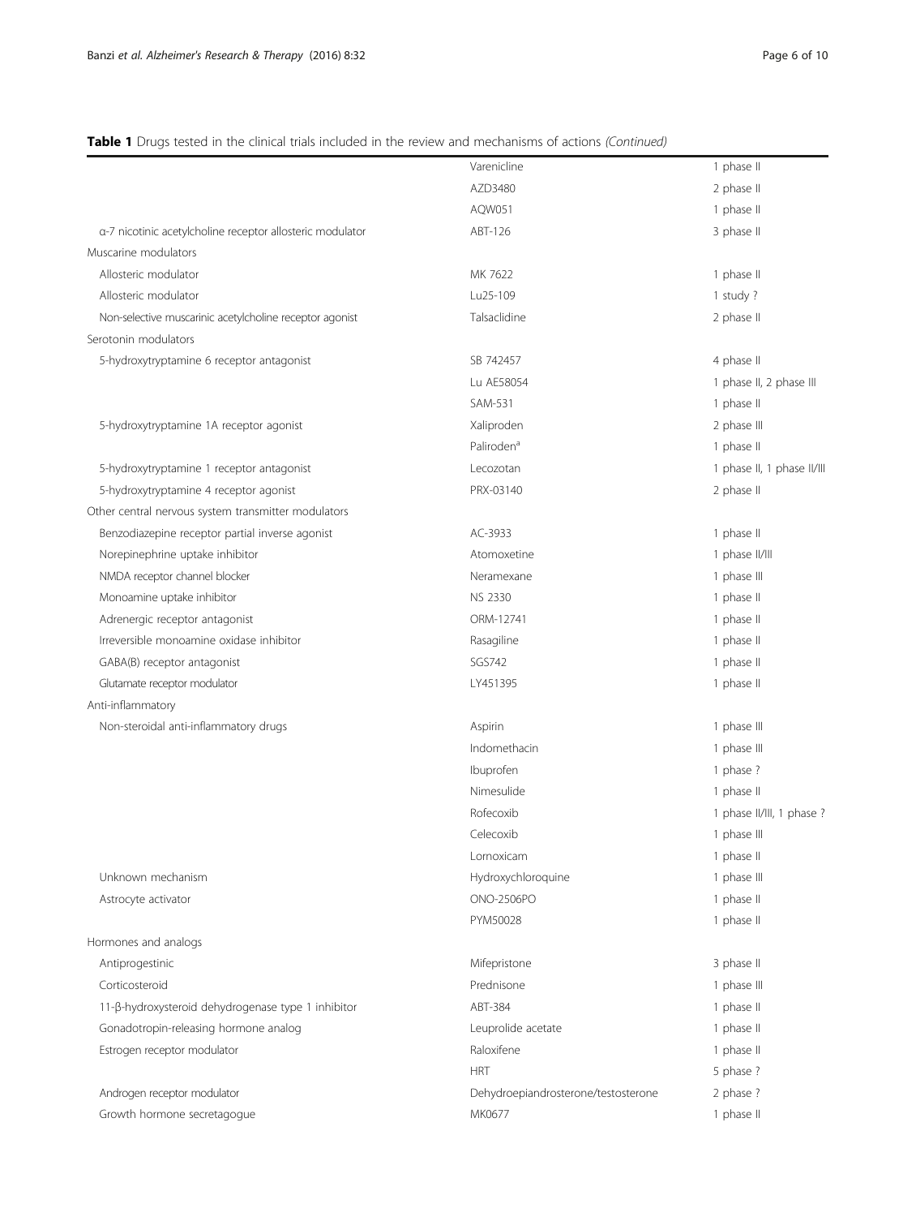**Table 1** Drugs tested in the clinical trials included in the review and mechanisms of actions *(Continued)*

| | | |
|---|---|---|
| | Varenicline | 1 phase II |
| | AZD3480 | 2 phase II |
| | AQW051 | 1 phase II |
| α-7 nicotinic acetylcholine receptor allosteric modulator | ABT-126 | 3 phase II |
| Muscarine modulators | | |
| Allosteric modulator | MK 7622 | 1 phase II |
| Allosteric modulator | Lu25-109 | 1 study ? |
| Non-selective muscarinic acetylcholine receptor agonist | Talsaclidine | 2 phase II |
| Serotonin modulators | | |
| 5-hydroxytryptamine 6 receptor antagonist | SB 742457 | 4 phase II |
| | Lu AE58054 | 1 phase II, 2 phase III |
| | SAM-531 | 1 phase II |
| 5-hydroxytryptamine 1A receptor agonist | Xaliproden | 2 phase III |
| | Paliroden[a] | 1 phase II |
| 5-hydroxytryptamine 1 receptor antagonist | Lecozotan | 1 phase II, 1 phase II/III |
| 5-hydroxytryptamine 4 receptor agonist | PRX-03140 | 2 phase II |
| Other central nervous system transmitter modulators | | |
| Benzodiazepine receptor partial inverse agonist | AC-3933 | 1 phase II |
| Norepinephrine uptake inhibitor | Atomoxetine | 1 phase II/III |
| NMDA receptor channel blocker | Neramexane | 1 phase III |
| Monoamine uptake inhibitor | NS 2330 | 1 phase II |
| Adrenergic receptor antagonist | ORM-12741 | 1 phase II |
| Irreversible monoamine oxidase inhibitor | Rasagiline | 1 phase II |
| GABA(B) receptor antagonist | SGS742 | 1 phase II |
| Glutamate receptor modulator | LY451395 | 1 phase II |
| Anti-inflammatory | | |
| Non-steroidal anti-inflammatory drugs | Aspirin | 1 phase III |
| | Indomethacin | 1 phase III |
| | Ibuprofen | 1 phase ? |
| | Nimesulide | 1 phase II |
| | Rofecoxib | 1 phase II/III, 1 phase ? |
| | Celecoxib | 1 phase III |
| | Lornoxicam | 1 phase II |
| Unknown mechanism | Hydroxychloroquine | 1 phase III |
| Astrocyte activator | ONO-2506PO | 1 phase II |
| | PYM50028 | 1 phase II |
| Hormones and analogs | | |
| Antiprogestinic | Mifepristone | 3 phase II |
| Corticosteroid | Prednisone | 1 phase III |
| 11-β-hydroxysteroid dehydrogenase type 1 inhibitor | ABT-384 | 1 phase II |
| Gonadotropin-releasing hormone analog | Leuprolide acetate | 1 phase II |
| Estrogen receptor modulator | Raloxifene | 1 phase II |
| | HRT | 5 phase ? |
| Androgen receptor modulator | Dehydroepiandrosterone/testosterone | 2 phase ? |
| Growth hormone secretagogue | MK0677 | 1 phase II |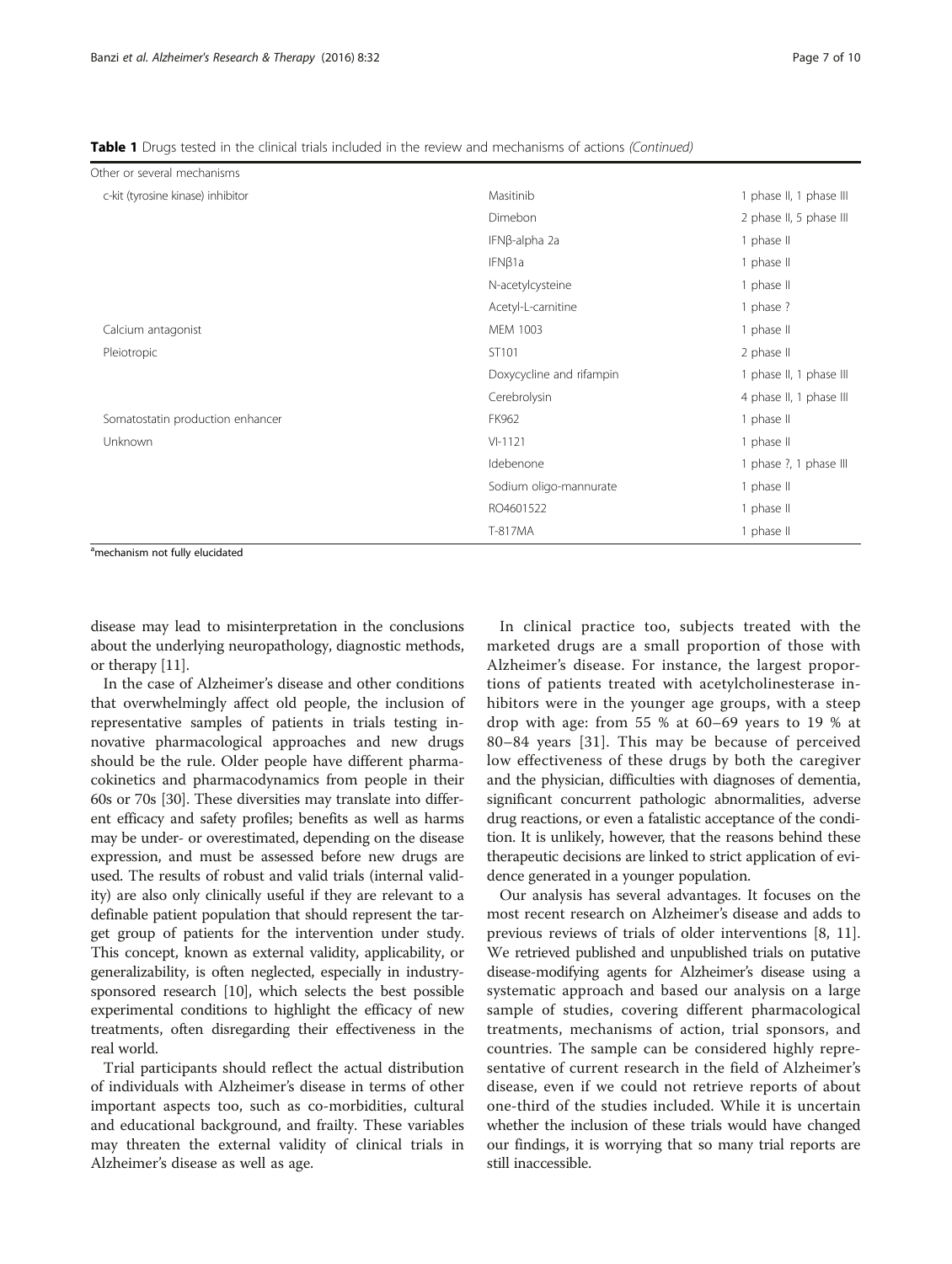**Table 1** Drugs tested in the clinical trials included in the review and mechanisms of actions *(Continued)*

| | | |
|---|---|---|
| Other or several mechanisms | | |
| c-kit (tyrosine kinase) inhibitor | Masitinib | 1 phase II, 1 phase III |
| | Dimebon | 2 phase II, 5 phase III |
| | IFNβ-alpha 2a | 1 phase II |
| | IFNβ1a | 1 phase II |
| | N-acetylcysteine | 1 phase II |
| | Acetyl-L-carnitine | 1 phase ? |
| Calcium antagonist | MEM 1003 | 1 phase II |
| Pleiotropic | ST101 | 2 phase II |
| | Doxycycline and rifampin | 1 phase II, 1 phase III |
| | Cerebrolysin | 4 phase II, 1 phase III |
| Somatostatin production enhancer | FK962 | 1 phase II |
| Unknown | VI-1121 | 1 phase II |
| | Idebenone | 1 phase ?, 1 phase III |
| | Sodium oligo-mannurate | 1 phase II |
| | RO4601522 | 1 phase II |
| | T-817MA | 1 phase II |

[a]mechanism not fully elucidated

disease may lead to misinterpretation in the conclusions about the underlying neuropathology, diagnostic methods, or therapy [11].

In the case of Alzheimer's disease and other conditions that overwhelmingly affect old people, the inclusion of representative samples of patients in trials testing innovative pharmacological approaches and new drugs should be the rule. Older people have different pharmacokinetics and pharmacodynamics from people in their 60s or 70s [30]. These diversities may translate into different efficacy and safety profiles; benefits as well as harms may be under- or overestimated, depending on the disease expression, and must be assessed before new drugs are used. The results of robust and valid trials (internal validity) are also only clinically useful if they are relevant to a definable patient population that should represent the target group of patients for the intervention under study. This concept, known as external validity, applicability, or generalizability, is often neglected, especially in industry-sponsored research [10], which selects the best possible experimental conditions to highlight the efficacy of new treatments, often disregarding their effectiveness in the real world.

Trial participants should reflect the actual distribution of individuals with Alzheimer's disease in terms of other important aspects too, such as co-morbidities, cultural and educational background, and frailty. These variables may threaten the external validity of clinical trials in Alzheimer's disease as well as age.

In clinical practice too, subjects treated with the marketed drugs are a small proportion of those with Alzheimer's disease. For instance, the largest proportions of patients treated with acetylcholinesterase inhibitors were in the younger age groups, with a steep drop with age: from 55 % at 60–69 years to 19 % at 80–84 years [31]. This may be because of perceived low effectiveness of these drugs by both the caregiver and the physician, difficulties with diagnoses of dementia, significant concurrent pathologic abnormalities, adverse drug reactions, or even a fatalistic acceptance of the condition. It is unlikely, however, that the reasons behind these therapeutic decisions are linked to strict application of evidence generated in a younger population.

Our analysis has several advantages. It focuses on the most recent research on Alzheimer's disease and adds to previous reviews of trials of older interventions [8, 11]. We retrieved published and unpublished trials on putative disease-modifying agents for Alzheimer's disease using a systematic approach and based our analysis on a large sample of studies, covering different pharmacological treatments, mechanisms of action, trial sponsors, and countries. The sample can be considered highly representative of current research in the field of Alzheimer's disease, even if we could not retrieve reports of about one-third of the studies included. While it is uncertain whether the inclusion of these trials would have changed our findings, it is worrying that so many trial reports are still inaccessible.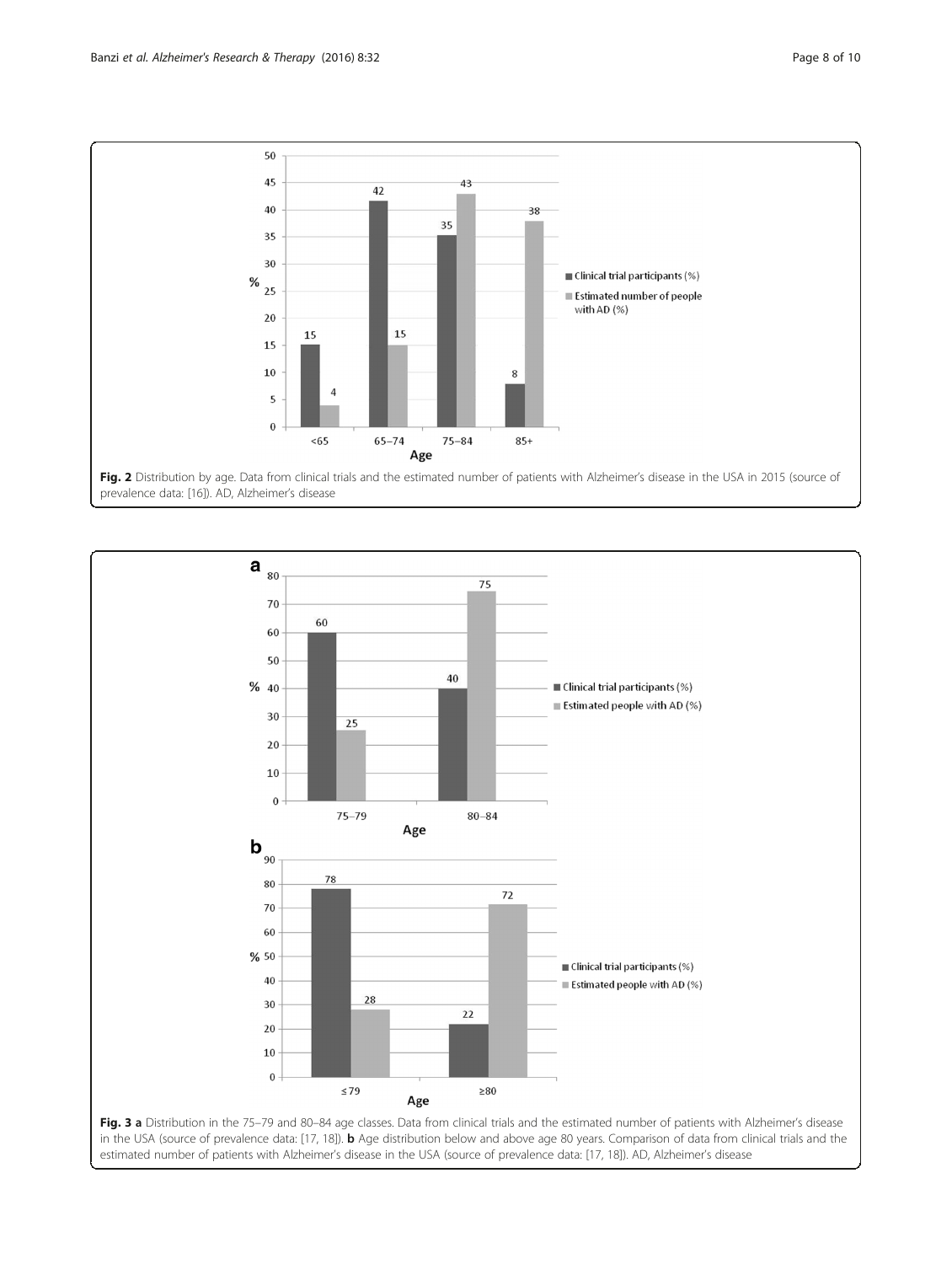**Fig. 2** Distribution by age. Data from clinical trials and the estimated number of patients with Alzheimer's disease in the USA in 2015 (source of prevalence data: [16]). AD, Alzheimer's disease

**Fig. 3 a** Distribution in the 75–79 and 80–84 age classes. Data from clinical trials and the estimated number of patients with Alzheimer's disease in the USA (source of prevalence data: [17, 18]). **b** Age distribution below and above age 80 years. Comparison of data from clinical trials and the estimated number of patients with Alzheimer's disease in the USA (source of prevalence data: [17, 18]). AD, Alzheimer's disease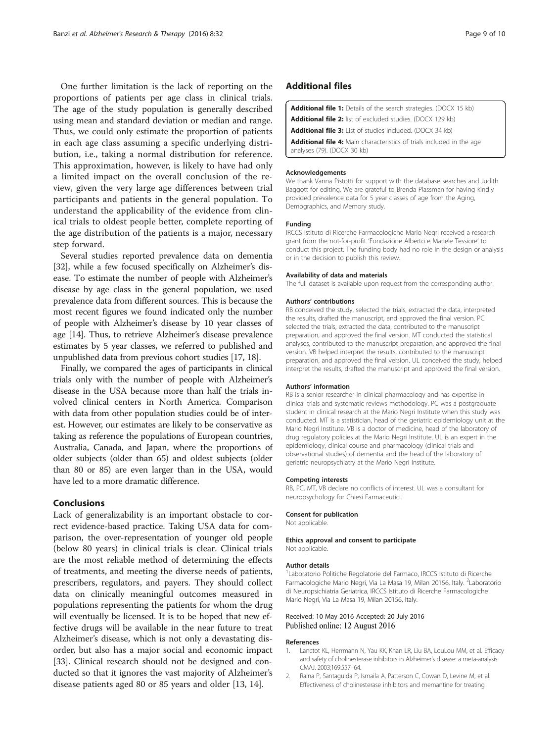One further limitation is the lack of reporting on the proportions of patients per age class in clinical trials. The age of the study population is generally described using mean and standard deviation or median and range. Thus, we could only estimate the proportion of patients in each age class assuming a specific underlying distribution, i.e., taking a normal distribution for reference. This approximation, however, is likely to have had only a limited impact on the overall conclusion of the review, given the very large age differences between trial participants and patients in the general population. To understand the applicability of the evidence from clinical trials to oldest people better, complete reporting of the age distribution of the patients is a major, necessary step forward.

Several studies reported prevalence data on dementia [32], while a few focused specifically on Alzheimer's disease. To estimate the number of people with Alzheimer's disease by age class in the general population, we used prevalence data from different sources. This is because the most recent figures we found indicated only the number of people with Alzheimer's disease by 10 year classes of age [14]. Thus, to retrieve Alzheimer's disease prevalence estimates by 5 year classes, we referred to published and unpublished data from previous cohort studies [17, 18].

Finally, we compared the ages of participants in clinical trials only with the number of people with Alzheimer's disease in the USA because more than half the trials involved clinical centers in North America. Comparison with data from other population studies could be of interest. However, our estimates are likely to be conservative as taking as reference the populations of European countries, Australia, Canada, and Japan, where the proportions of older subjects (older than 65) and oldest subjects (older than 80 or 85) are even larger than in the USA, would have led to a more dramatic difference.

## Conclusions

Lack of generalizability is an important obstacle to correct evidence-based practice. Taking USA data for comparison, the over-representation of younger old people (below 80 years) in clinical trials is clear. Clinical trials are the most reliable method of determining the effects of treatments, and meeting the diverse needs of patients, prescribers, regulators, and payers. They should collect data on clinically meaningful outcomes measured in populations representing the patients for whom the drug will eventually be licensed. It is to be hoped that new effective drugs will be available in the near future to treat Alzheimer's disease, which is not only a devastating disorder, but also has a major social and economic impact [33]. Clinical research should not be designed and conducted so that it ignores the vast majority of Alzheimer's disease patients aged 80 or 85 years and older [13, 14].

## Additional files

**Additional file 1:** Details of the search strategies. (DOCX 15 kb)

**Additional file 2:** list of excluded studies. (DOCX 129 kb)

**Additional file 3:** List of studies included. (DOCX 34 kb)

**Additional file 4:** Main characteristics of trials included in the age analyses (79). (DOCX 30 kb)

#### Acknowledgements

We thank Vanna Pistotti for support with the database searches and Judith Baggott for editing. We are grateful to Brenda Plassman for having kindly provided prevalence data for 5 year classes of age from the Aging, Demographics, and Memory study.

#### Funding

IRCCS Istituto di Ricerche Farmacologiche Mario Negri received a research grant from the not-for-profit 'Fondazione Alberto e Mariele Tessiore' to conduct this project. The funding body had no role in the design or analysis or in the decision to publish this review.

#### Availability of data and materials

The full dataset is available upon request from the corresponding author.

#### Authors' contributions

RB conceived the study, selected the trials, extracted the data, interpreted the results, drafted the manuscript, and approved the final version. PC selected the trials, extracted the data, contributed to the manuscript preparation, and approved the final version. MT conducted the statistical analyses, contributed to the manuscript preparation, and approved the final version. VB helped interpret the results, contributed to the manuscript preparation, and approved the final version. UL conceived the study, helped interpret the results, drafted the manuscript and approved the final version.

#### Authors' information

RB is a senior researcher in clinical pharmacology and has expertise in clinical trials and systematic reviews methodology. PC was a postgraduate student in clinical research at the Mario Negri Institute when this study was conducted. MT is a statistician, head of the geriatric epidemiology unit at the Mario Negri Institute. VB is a doctor of medicine, head of the laboratory of drug regulatory policies at the Mario Negri Institute. UL is an expert in the epidemiology, clinical course and pharmacology (clinical trials and observational studies) of dementia and the head of the laboratory of geriatric neuropsychiatry at the Mario Negri Institute.

#### Competing interests

RB, PC, MT, VB declare no conflicts of interest. UL was a consultant for neuropsychology for Chiesi Farmaceutici.

#### Consent for publication

Not applicable.

#### Ethics approval and consent to participate

Not applicable.

#### Author details

[1]Laboratorio Politiche Regolatorie del Farmaco, IRCCS Istituto di Ricerche Farmacologiche Mario Negri, Via La Masa 19, Milan 20156, Italy. [2]Laboratorio di Neuropsichiatria Geriatrica, IRCCS Istituto di Ricerche Farmacologiche Mario Negri, Via La Masa 19, Milan 20156, Italy.

Received: 10 May 2016 Accepted: 20 July 2016
Published online: 12 August 2016

#### References

1. Lanctot KL, Herrmann N, Yau KK, Khan LR, Liu BA, LouLou MM, et al. Efficacy and safety of cholinesterase inhibitors in Alzheimer's disease: a meta-analysis. CMAJ. 2003;169:557–64.
2. Raina P, Santaguida P, Ismaila A, Patterson C, Cowan D, Levine M, et al. Effectiveness of cholinesterase inhibitors and memantine for treating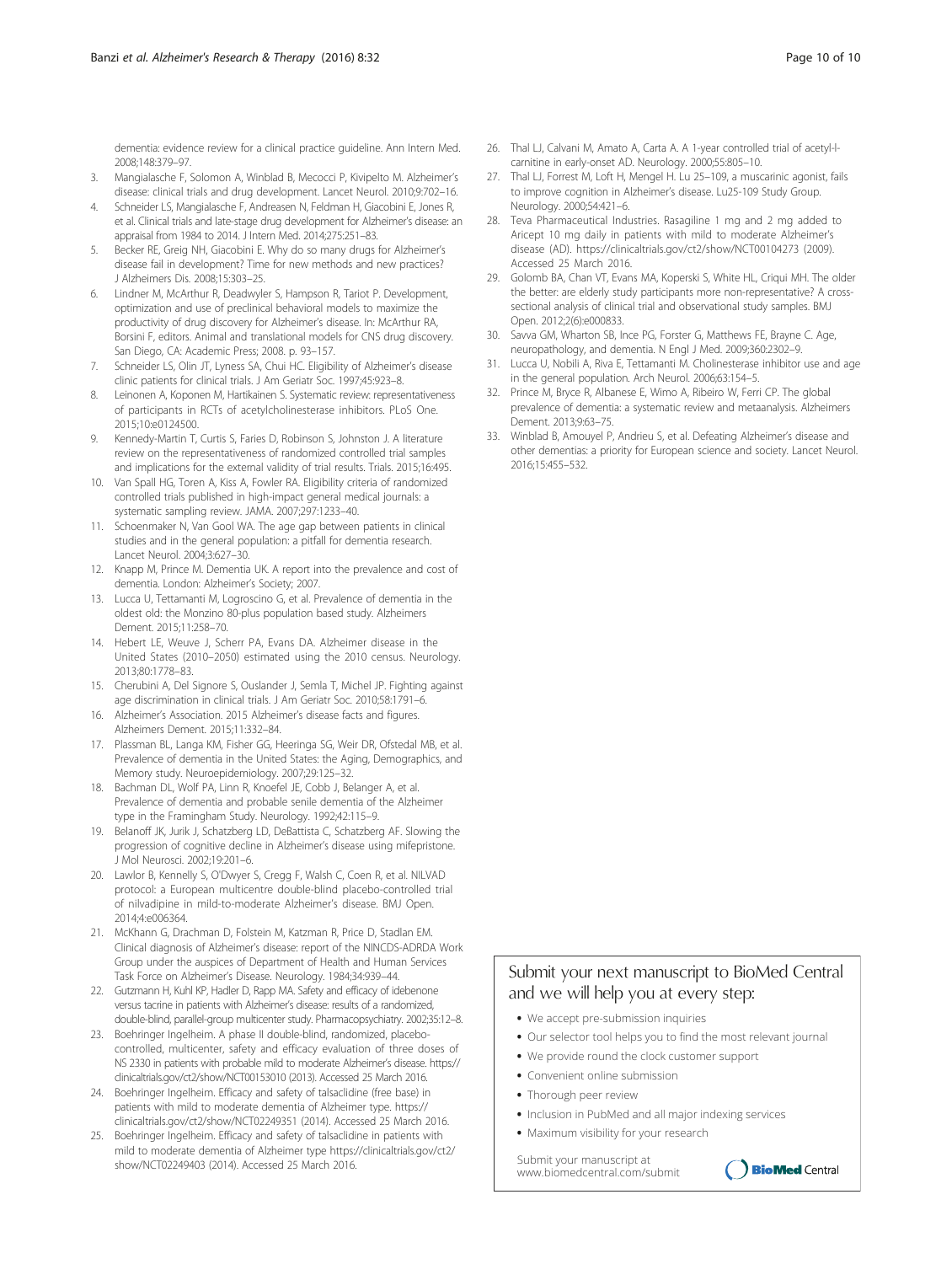dementia: evidence review for a clinical practice guideline. Ann Intern Med. 2008;148:379–97.

3. Mangialasche F, Solomon A, Winblad B, Mecocci P, Kivipelto M. Alzheimer's disease: clinical trials and drug development. Lancet Neurol. 2010;9:702–16.
4. Schneider LS, Mangialasche F, Andreasen N, Feldman H, Giacobini E, Jones R, et al. Clinical trials and late-stage drug development for Alzheimer's disease: an appraisal from 1984 to 2014. J Intern Med. 2014;275:251–83.
5. Becker RE, Greig NH, Giacobini E. Why do so many drugs for Alzheimer's disease fail in development? Time for new methods and new practices? J Alzheimers Dis. 2008;15:303–25.
6. Lindner M, McArthur R, Deadwyler S, Hampson R, Tariot P. Development, optimization and use of preclinical behavioral models to maximize the productivity of drug discovery for Alzheimer's disease. In: McArthur RA, Borsini F, editors. Animal and translational models for CNS drug discovery. San Diego, CA: Academic Press; 2008. p. 93–157.
7. Schneider LS, Olin JT, Lyness SA, Chui HC. Eligibility of Alzheimer's disease clinic patients for clinical trials. J Am Geriatr Soc. 1997;45:923–8.
8. Leinonen A, Koponen M, Hartikainen S. Systematic review: representativeness of participants in RCTs of acetylcholinesterase inhibitors. PLoS One. 2015;10:e0124500.
9. Kennedy-Martin T, Curtis S, Faries D, Robinson S, Johnston J. A literature review on the representativeness of randomized controlled trial samples and implications for the external validity of trial results. Trials. 2015;16:495.
10. Van Spall HG, Toren A, Kiss A, Fowler RA. Eligibility criteria of randomized controlled trials published in high-impact general medical journals: a systematic sampling review. JAMA. 2007;297:1233–40.
11. Schoenmaker N, Van Gool WA. The age gap between patients in clinical studies and in the general population: a pitfall for dementia research. Lancet Neurol. 2004;3:627–30.
12. Knapp M, Prince M. Dementia UK. A report into the prevalence and cost of dementia. London: Alzheimer's Society; 2007.
13. Lucca U, Tettamanti M, Logroscino G, et al. Prevalence of dementia in the oldest old: the Monzino 80-plus population based study. Alzheimers Dement. 2015;11:258–70.
14. Hebert LE, Weuve J, Scherr PA, Evans DA. Alzheimer disease in the United States (2010–2050) estimated using the 2010 census. Neurology. 2013;80:1778–83.
15. Cherubini A, Del Signore S, Ouslander J, Semla T, Michel JP. Fighting against age discrimination in clinical trials. J Am Geriatr Soc. 2010;58:1791–6.
16. Alzheimer's Association. 2015 Alzheimer's disease facts and figures. Alzheimers Dement. 2015;11:332–84.
17. Plassman BL, Langa KM, Fisher GG, Heeringa SG, Weir DR, Ofstedal MB, et al. Prevalence of dementia in the United States: the Aging, Demographics, and Memory study. Neuroepidemiology. 2007;29:125–32.
18. Bachman DL, Wolf PA, Linn R, Knoefel JE, Cobb J, Belanger A, et al. Prevalence of dementia and probable senile dementia of the Alzheimer type in the Framingham Study. Neurology. 1992;42:115–9.
19. Belanoff JK, Jurik J, Schatzberg LD, DeBattista C, Schatzberg AF. Slowing the progression of cognitive decline in Alzheimer's disease using mifepristone. J Mol Neurosci. 2002;19:201–6.
20. Lawlor B, Kennelly S, O'Dwyer S, Cregg F, Walsh C, Coen R, et al. NILVAD protocol: a European multicentre double-blind placebo-controlled trial of nilvadipine in mild-to-moderate Alzheimer's disease. BMJ Open. 2014;4:e006364.
21. McKhann G, Drachman D, Folstein M, Katzman R, Price D, Stadlan EM. Clinical diagnosis of Alzheimer's disease: report of the NINCDS-ADRDA Work Group under the auspices of Department of Health and Human Services Task Force on Alzheimer's Disease. Neurology. 1984;34:939–44.
22. Gutzmann H, Kuhl KP, Hadler D, Rapp MA. Safety and efficacy of idebenone versus tacrine in patients with Alzheimer's disease: results of a randomized, double-blind, parallel-group multicenter study. Pharmacopsychiatry. 2002;35:12–8.
23. Boehringer Ingelheim. A phase II double-blind, randomized, placebo-controlled, multicenter, safety and efficacy evaluation of three doses of NS 2330 in patients with probable mild to moderate Alzheimer's disease. https://clinicaltrials.gov/ct2/show/NCT00153010 (2013). Accessed 25 March 2016.
24. Boehringer Ingelheim. Efficacy and safety of talsaclidine (free base) in patients with mild to moderate dementia of Alzheimer type. https://clinicaltrials.gov/ct2/show/NCT02249351 (2014). Accessed 25 March 2016.
25. Boehringer Ingelheim. Efficacy and safety of talsaclidine in patients with mild to moderate dementia of Alzheimer type https://clinicaltrials.gov/ct2/show/NCT02249403 (2014). Accessed 25 March 2016.
26. Thal LJ, Calvani M, Amato A, Carta A. A 1-year controlled trial of acetyl-l-carnitine in early-onset AD. Neurology. 2000;55:805–10.
27. Thal LJ, Forrest M, Loft H, Mengel H. Lu 25–109, a muscarinic agonist, fails to improve cognition in Alzheimer's disease. Lu25-109 Study Group. Neurology. 2000;54:421–6.
28. Teva Pharmaceutical Industries. Rasagiline 1 mg and 2 mg added to Aricept 10 mg daily in patients with mild to moderate Alzheimer's disease (AD). https://clinicaltrials.gov/ct2/show/NCT00104273 (2009). Accessed 25 March 2016.
29. Golomb BA, Chan VT, Evans MA, Koperski S, White HL, Criqui MH. The older the better: are elderly study participants more non-representative? A cross-sectional analysis of clinical trial and observational study samples. BMJ Open. 2012;2(6):e000833.
30. Savva GM, Wharton SB, Ince PG, Forster G, Matthews FE, Brayne C. Age, neuropathology, and dementia. N Engl J Med. 2009;360:2302–9.
31. Lucca U, Nobili A, Riva E, Tettamanti M. Cholinesterase inhibitor use and age in the general population. Arch Neurol. 2006;63:154–5.
32. Prince M, Bryce R, Albanese E, Wimo A, Ribeiro W, Ferri CP. The global prevalence of dementia: a systematic review and metaanalysis. Alzheimers Dement. 2013;9:63–75.
33. Winblad B, Amouyel P, Andrieu S, et al. Defeating Alzheimer's disease and other dementias: a priority for European science and society. Lancet Neurol. 2016;15:455–532.

Submit your next manuscript to BioMed Central and we will help you at every step:

- We accept pre-submission inquiries
- Our selector tool helps you to find the most relevant journal
- We provide round the clock customer support
- Convenient online submission
- Thorough peer review
- Inclusion in PubMed and all major indexing services
- Maximum visibility for your research

Submit your manuscript at www.biomedcentral.com/submit

BioMed Central